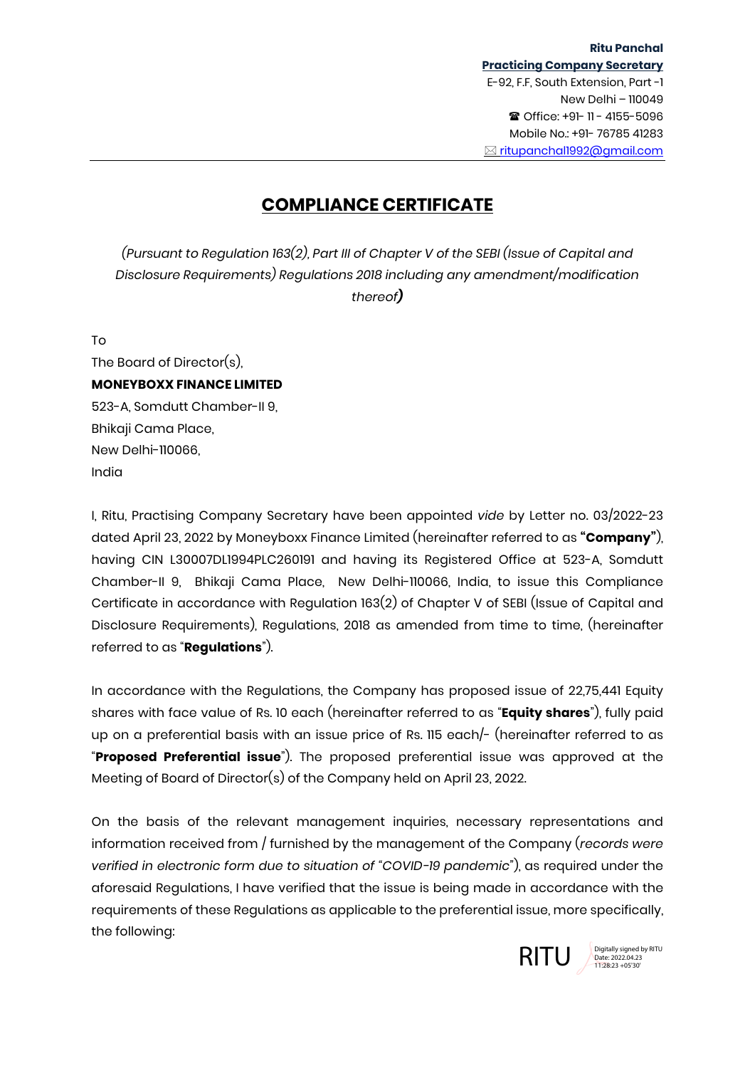**Ritu Panchal**
**Practicing Company Secretary**
E-92, F.F, South Extension, Part -1
New Delhi – 110049
☎ Office: +91- 11 - 4155-5096
Mobile No.: +91- 76785 41283
✉ ritupanchal1992@gmail.com

# COMPLIANCE CERTIFICATE

*(Pursuant to Regulation 163(2), Part III of Chapter V of the SEBI (Issue of Capital and Disclosure Requirements) Regulations 2018 including any amendment/modification thereof)*

To
The Board of Director(s),
**MONEYBOXX FINANCE LIMITED**
523-A, Somdutt Chamber-II 9,
Bhikaji Cama Place,
New Delhi-110066,
India

I, Ritu, Practising Company Secretary have been appointed *vide* by Letter no. 03/2022-23 dated April 23, 2022 by Moneyboxx Finance Limited (hereinafter referred to as **"Company"**), having CIN L30007DL1994PLC260191 and having its Registered Office at 523-A, Somdutt Chamber-II 9, Bhikaji Cama Place, New Delhi-110066, India, to issue this Compliance Certificate in accordance with Regulation 163(2) of Chapter V of SEBI (Issue of Capital and Disclosure Requirements), Regulations, 2018 as amended from time to time, (hereinafter referred to as "**Regulations**").

In accordance with the Regulations, the Company has proposed issue of 22,75,441 Equity shares with face value of Rs. 10 each (hereinafter referred to as "**Equity shares**"), fully paid up on a preferential basis with an issue price of Rs. 115 each/- (hereinafter referred to as "**Proposed Preferential issue**"). The proposed preferential issue was approved at the Meeting of Board of Director(s) of the Company held on April 23, 2022.

On the basis of the relevant management inquiries, necessary representations and information received from / furnished by the management of the Company (*records were verified in electronic form due to situation of "COVID-19 pandemic"*), as required under the aforesaid Regulations, I have verified that the issue is being made in accordance with the requirements of these Regulations as applicable to the preferential issue, more specifically, the following:

RITU
Digitally signed by RITU
Date: 2022.04.23
11:28:23 +05'30'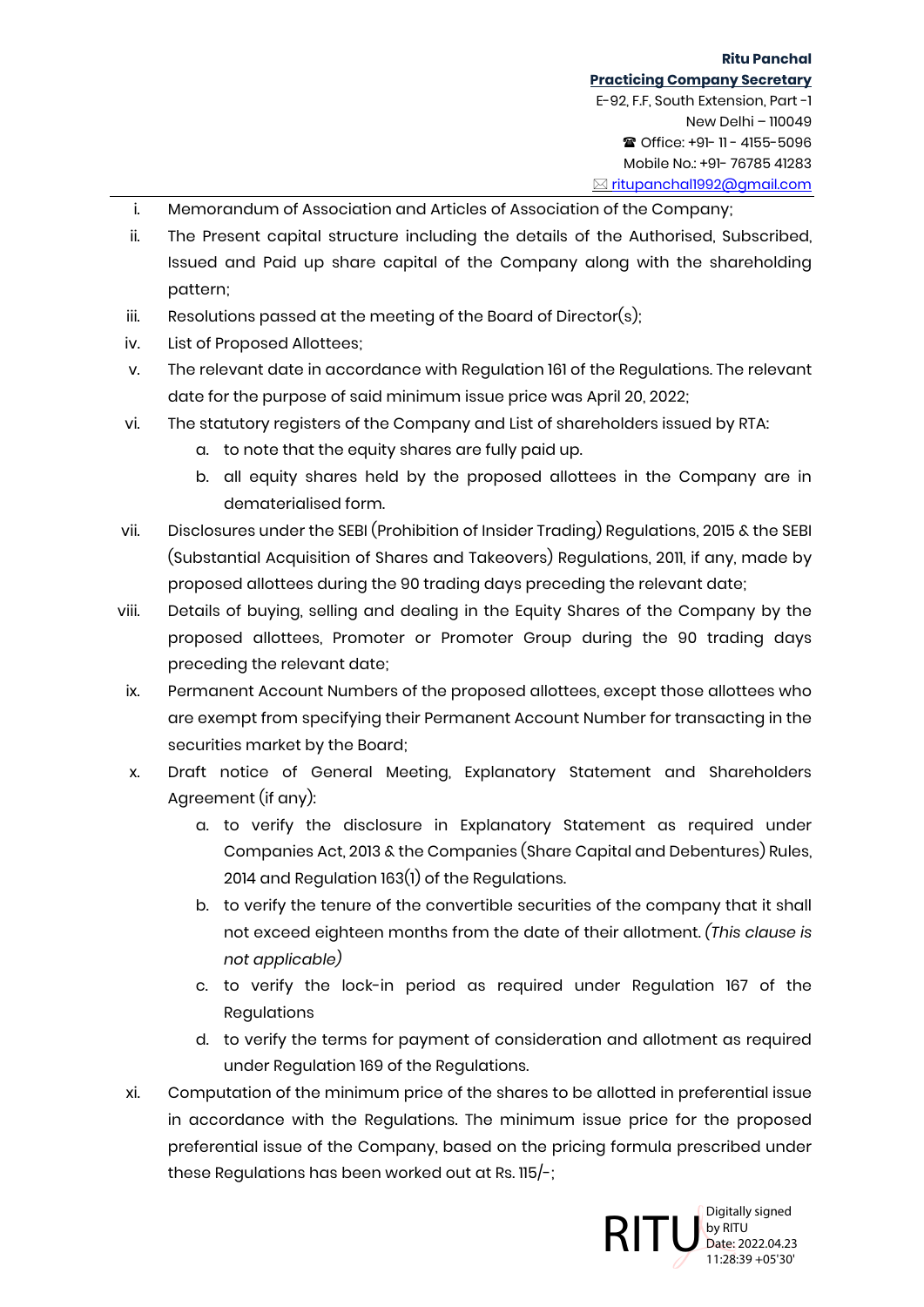i. Memorandum of Association and Articles of Association of the Company;

ii. The Present capital structure including the details of the Authorised, Subscribed, Issued and Paid up share capital of the Company along with the shareholding pattern;

iii. Resolutions passed at the meeting of the Board of Director(s);

iv. List of Proposed Allottees;

v. The relevant date in accordance with Regulation 161 of the Regulations. The relevant date for the purpose of said minimum issue price was April 20, 2022;

vi. The statutory registers of the Company and List of shareholders issued by RTA:
   a. to note that the equity shares are fully paid up.
   b. all equity shares held by the proposed allottees in the Company are in dematerialised form.

vii. Disclosures under the SEBI (Prohibition of Insider Trading) Regulations, 2015 & the SEBI (Substantial Acquisition of Shares and Takeovers) Regulations, 2011, if any, made by proposed allottees during the 90 trading days preceding the relevant date;

viii. Details of buying, selling and dealing in the Equity Shares of the Company by the proposed allottees, Promoter or Promoter Group during the 90 trading days preceding the relevant date;

ix. Permanent Account Numbers of the proposed allottees, except those allottees who are exempt from specifying their Permanent Account Number for transacting in the securities market by the Board;

x. Draft notice of General Meeting, Explanatory Statement and Shareholders Agreement (if any):
   a. to verify the disclosure in Explanatory Statement as required under Companies Act, 2013 & the Companies (Share Capital and Debentures) Rules, 2014 and Regulation 163(1) of the Regulations.
   b. to verify the tenure of the convertible securities of the company that it shall not exceed eighteen months from the date of their allotment. *(This clause is not applicable)*
   c. to verify the lock-in period as required under Regulation 167 of the Regulations
   d. to verify the terms for payment of consideration and allotment as required under Regulation 169 of the Regulations.

xi. Computation of the minimum price of the shares to be allotted in preferential issue in accordance with the Regulations. The minimum issue price for the proposed preferential issue of the Company, based on the pricing formula prescribed under these Regulations has been worked out at Rs. 115/-;

RITU Digitally signed by RITU Date: 2022.04.23 11:28:39 +05'30'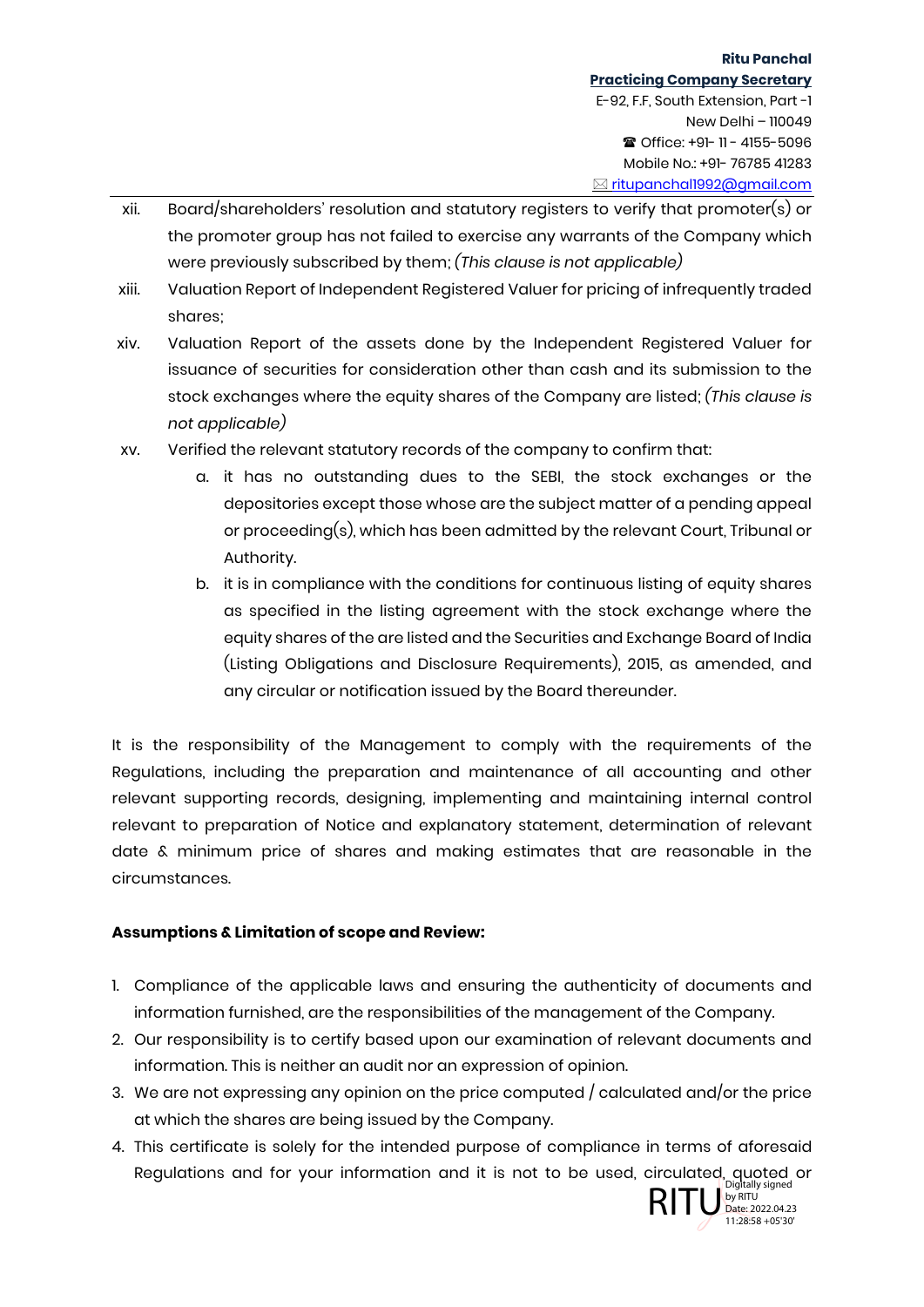xii. Board/shareholders' resolution and statutory registers to verify that promoter(s) or the promoter group has not failed to exercise any warrants of the Company which were previously subscribed by them; *(This clause is not applicable)*

xiii. Valuation Report of Independent Registered Valuer for pricing of infrequently traded shares;

xiv. Valuation Report of the assets done by the Independent Registered Valuer for issuance of securities for consideration other than cash and its submission to the stock exchanges where the equity shares of the Company are listed; *(This clause is not applicable)*

xv. Verified the relevant statutory records of the company to confirm that:

   a. it has no outstanding dues to the SEBI, the stock exchanges or the depositories except those whose are the subject matter of a pending appeal or proceeding(s), which has been admitted by the relevant Court, Tribunal or Authority.

   b. it is in compliance with the conditions for continuous listing of equity shares as specified in the listing agreement with the stock exchange where the equity shares of the are listed and the Securities and Exchange Board of India (Listing Obligations and Disclosure Requirements), 2015, as amended, and any circular or notification issued by the Board thereunder.

It is the responsibility of the Management to comply with the requirements of the Regulations, including the preparation and maintenance of all accounting and other relevant supporting records, designing, implementing and maintaining internal control relevant to preparation of Notice and explanatory statement, determination of relevant date & minimum price of shares and making estimates that are reasonable in the circumstances.

**Assumptions & Limitation of scope and Review:**

1. Compliance of the applicable laws and ensuring the authenticity of documents and information furnished, are the responsibilities of the management of the Company.
2. Our responsibility is to certify based upon our examination of relevant documents and information. This is neither an audit nor an expression of opinion.
3. We are not expressing any opinion on the price computed / calculated and/or the price at which the shares are being issued by the Company.
4. This certificate is solely for the intended purpose of compliance in terms of aforesaid Regulations and for your information and it is not to be used, circulated, quoted or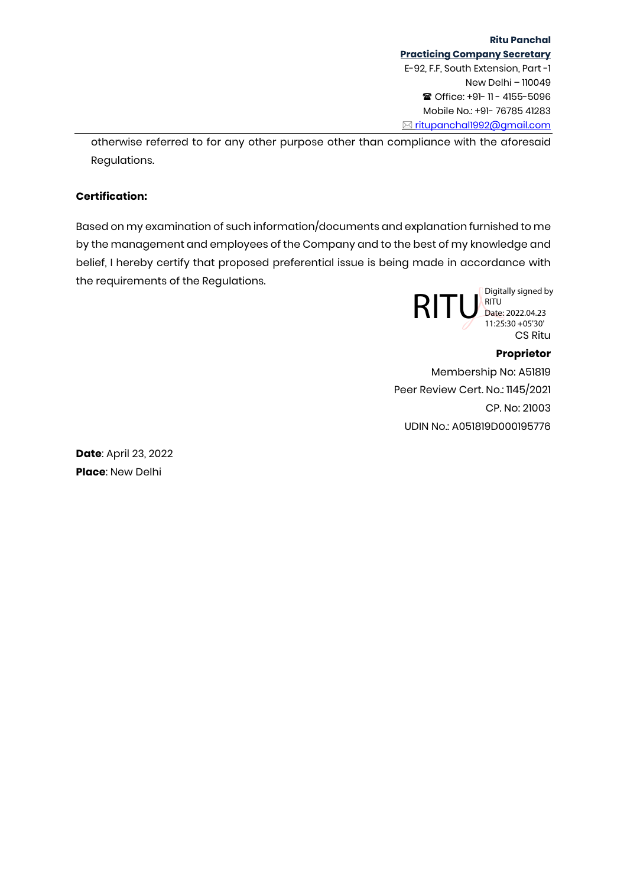otherwise referred to for any other purpose other than compliance with the aforesaid Regulations.

**Certification:**

Based on my examination of such information/documents and explanation furnished to me by the management and employees of the Company and to the best of my knowledge and belief, I hereby certify that proposed preferential issue is being made in accordance with the requirements of the Regulations.

RITU Digitally signed by RITU Date: 2022.04.23 11:25:30 +05'30'

CS Ritu

**Proprietor**

Membership No: A51819

Peer Review Cert. No.: 1145/2021

CP. No: 21003

UDIN No.: A051819D000195776

**Date**: April 23, 2022

**Place**: New Delhi